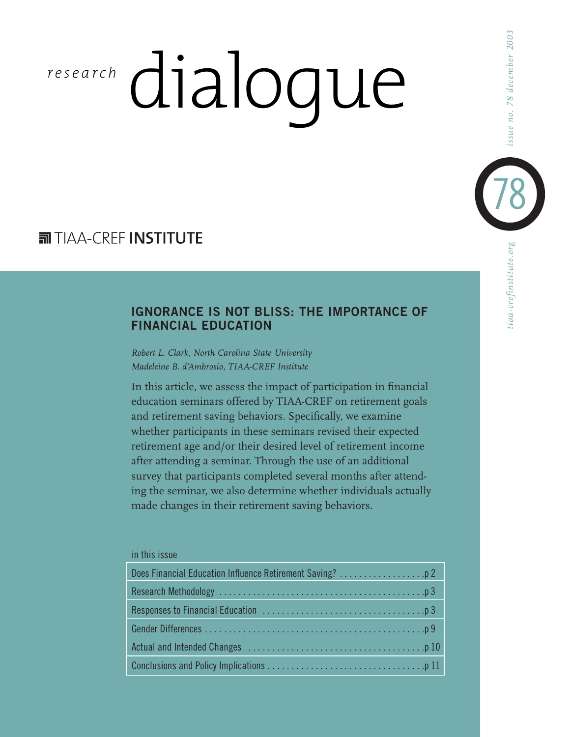# research dialogue

TIAA-CREF **INSTITUTE**

issue no. 78 december 2003

tiaa-crefinstitute.org

## IGNORANCE IS NOT BLISS: THE IMPORTANCE OF FINANCIAL EDUCATION

*Robert L. Clark, North Carolina State University*
*Madeleine B. d'Ambrosio, TIAA-CREF Institute*

In this article, we assess the impact of participation in financial education seminars offered by TIAA-CREF on retirement goals and retirement saving behaviors. Specifically, we examine whether participants in these seminars revised their expected retirement age and/or their desired level of retirement income after attending a seminar. Through the use of an additional survey that participants completed several months after attending the seminar, we also determine whether individuals actually made changes in their retirement saving behaviors.

in this issue

| | |
|---|---|
| Does Financial Education Influence Retirement Saving? | p 2 |
| Research Methodology | p 3 |
| Responses to Financial Education | p 3 |
| Gender Differences | p 9 |
| Actual and Intended Changes | p 10 |
| Conclusions and Policy Implications | p 11 |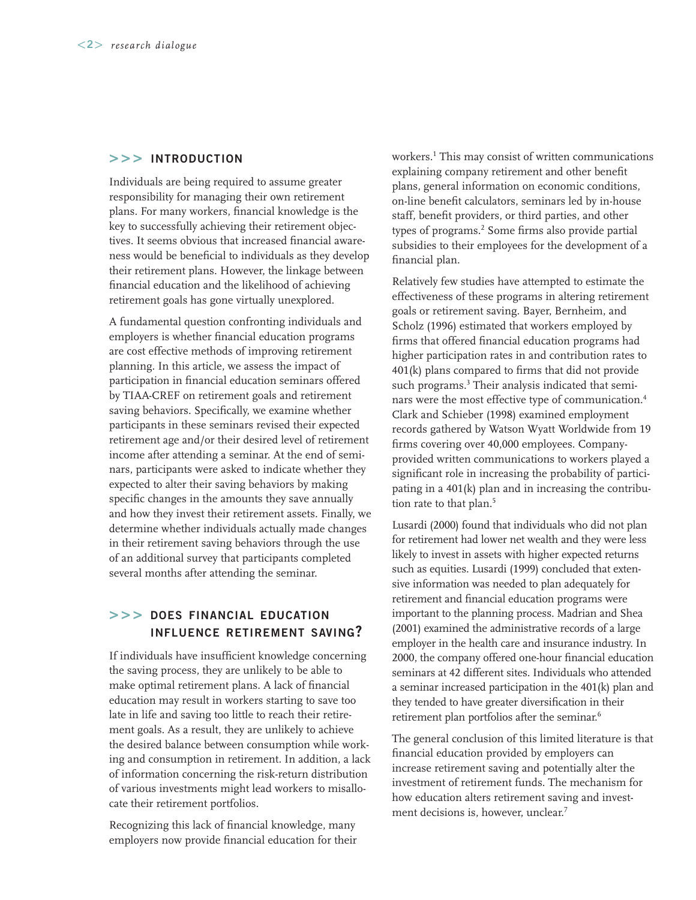## >>> INTRODUCTION

Individuals are being required to assume greater responsibility for managing their own retirement plans. For many workers, financial knowledge is the key to successfully achieving their retirement objectives. It seems obvious that increased financial awareness would be beneficial to individuals as they develop their retirement plans. However, the linkage between financial education and the likelihood of achieving retirement goals has gone virtually unexplored.

A fundamental question confronting individuals and employers is whether financial education programs are cost effective methods of improving retirement planning. In this article, we assess the impact of participation in financial education seminars offered by TIAA-CREF on retirement goals and retirement saving behaviors. Specifically, we examine whether participants in these seminars revised their expected retirement age and/or their desired level of retirement income after attending a seminar. At the end of seminars, participants were asked to indicate whether they expected to alter their saving behaviors by making specific changes in the amounts they save annually and how they invest their retirement assets. Finally, we determine whether individuals actually made changes in their retirement saving behaviors through the use of an additional survey that participants completed several months after attending the seminar.

## >>> DOES FINANCIAL EDUCATION INFLUENCE RETIREMENT SAVING?

If individuals have insufficient knowledge concerning the saving process, they are unlikely to be able to make optimal retirement plans. A lack of financial education may result in workers starting to save too late in life and saving too little to reach their retirement goals. As a result, they are unlikely to achieve the desired balance between consumption while working and consumption in retirement. In addition, a lack of information concerning the risk-return distribution of various investments might lead workers to misallocate their retirement portfolios.

Recognizing this lack of financial knowledge, many employers now provide financial education for their workers.[1] This may consist of written communications explaining company retirement and other benefit plans, general information on economic conditions, on-line benefit calculators, seminars led by in-house staff, benefit providers, or third parties, and other types of programs.[2] Some firms also provide partial subsidies to their employees for the development of a financial plan.

Relatively few studies have attempted to estimate the effectiveness of these programs in altering retirement goals or retirement saving. Bayer, Bernheim, and Scholz (1996) estimated that workers employed by firms that offered financial education programs had higher participation rates in and contribution rates to 401(k) plans compared to firms that did not provide such programs.[3] Their analysis indicated that seminars were the most effective type of communication.[4] Clark and Schieber (1998) examined employment records gathered by Watson Wyatt Worldwide from 19 firms covering over 40,000 employees. Company-provided written communications to workers played a significant role in increasing the probability of participating in a 401(k) plan and in increasing the contribution rate to that plan.[5]

Lusardi (2000) found that individuals who did not plan for retirement had lower net wealth and they were less likely to invest in assets with higher expected returns such as equities. Lusardi (1999) concluded that extensive information was needed to plan adequately for retirement and financial education programs were important to the planning process. Madrian and Shea (2001) examined the administrative records of a large employer in the health care and insurance industry. In 2000, the company offered one-hour financial education seminars at 42 different sites. Individuals who attended a seminar increased participation in the 401(k) plan and they tended to have greater diversification in their retirement plan portfolios after the seminar.[6]

The general conclusion of this limited literature is that financial education provided by employers can increase retirement saving and potentially alter the investment of retirement funds. The mechanism for how education alters retirement saving and investment decisions is, however, unclear.[7]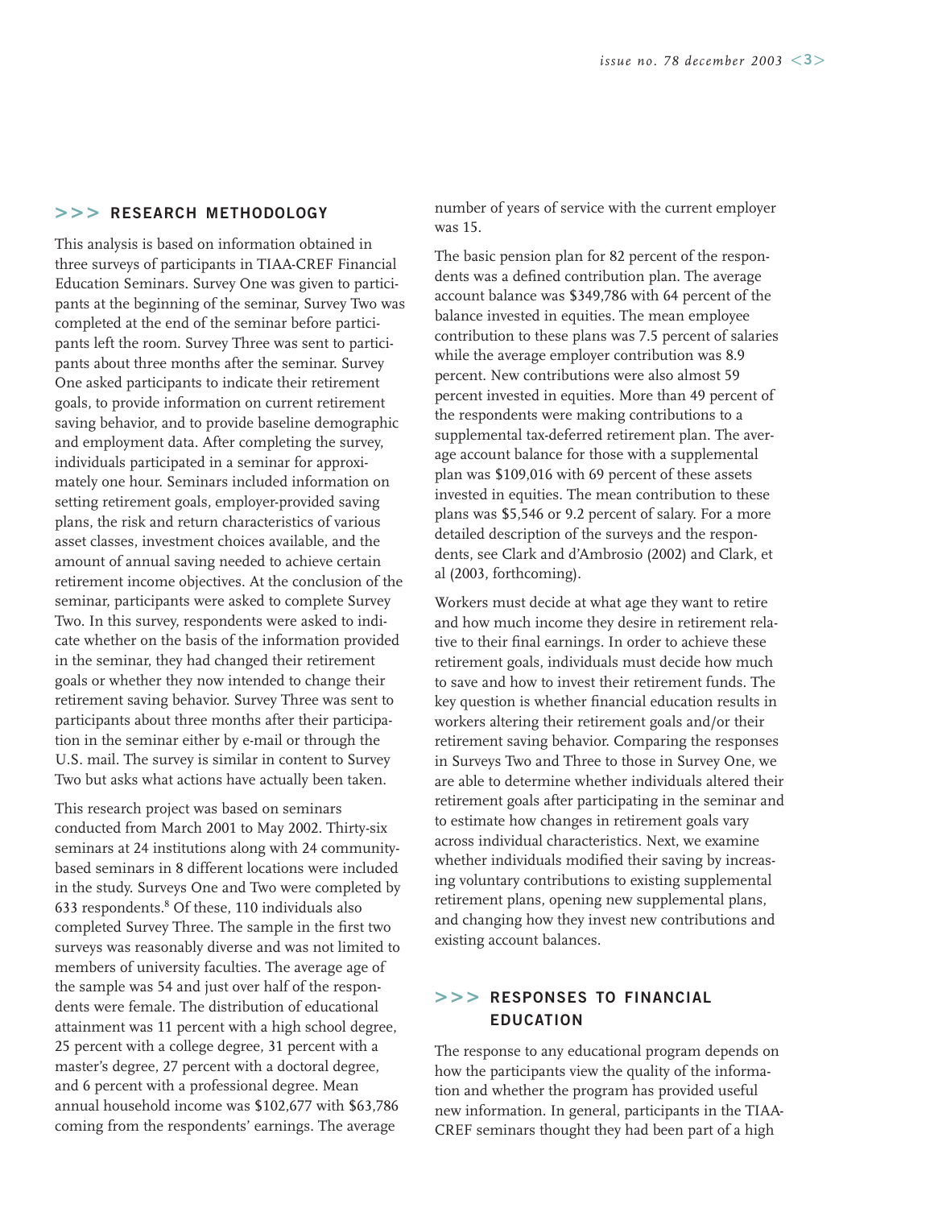## >>> RESEARCH METHODOLOGY

This analysis is based on information obtained in three surveys of participants in TIAA-CREF Financial Education Seminars. Survey One was given to participants at the beginning of the seminar, Survey Two was completed at the end of the seminar before participants left the room. Survey Three was sent to participants about three months after the seminar. Survey One asked participants to indicate their retirement goals, to provide information on current retirement saving behavior, and to provide baseline demographic and employment data. After completing the survey, individuals participated in a seminar for approximately one hour. Seminars included information on setting retirement goals, employer-provided saving plans, the risk and return characteristics of various asset classes, investment choices available, and the amount of annual saving needed to achieve certain retirement income objectives. At the conclusion of the seminar, participants were asked to complete Survey Two. In this survey, respondents were asked to indicate whether on the basis of the information provided in the seminar, they had changed their retirement goals or whether they now intended to change their retirement saving behavior. Survey Three was sent to participants about three months after their participation in the seminar either by e-mail or through the U.S. mail. The survey is similar in content to Survey Two but asks what actions have actually been taken.

This research project was based on seminars conducted from March 2001 to May 2002. Thirty-six seminars at 24 institutions along with 24 community-based seminars in 8 different locations were included in the study. Surveys One and Two were completed by 633 respondents.[8] Of these, 110 individuals also completed Survey Three. The sample in the first two surveys was reasonably diverse and was not limited to members of university faculties. The average age of the sample was 54 and just over half of the respondents were female. The distribution of educational attainment was 11 percent with a high school degree, 25 percent with a college degree, 31 percent with a master's degree, 27 percent with a doctoral degree, and 6 percent with a professional degree. Mean annual household income was $102,677 with $63,786 coming from the respondents' earnings. The average number of years of service with the current employer was 15.

The basic pension plan for 82 percent of the respondents was a defined contribution plan. The average account balance was $349,786 with 64 percent of the balance invested in equities. The mean employee contribution to these plans was 7.5 percent of salaries while the average employer contribution was 8.9 percent. New contributions were also almost 59 percent invested in equities. More than 49 percent of the respondents were making contributions to a supplemental tax-deferred retirement plan. The average account balance for those with a supplemental plan was $109,016 with 69 percent of these assets invested in equities. The mean contribution to these plans was $5,546 or 9.2 percent of salary. For a more detailed description of the surveys and the respondents, see Clark and d'Ambrosio (2002) and Clark, et al (2003, forthcoming).

Workers must decide at what age they want to retire and how much income they desire in retirement relative to their final earnings. In order to achieve these retirement goals, individuals must decide how much to save and how to invest their retirement funds. The key question is whether financial education results in workers altering their retirement goals and/or their retirement saving behavior. Comparing the responses in Surveys Two and Three to those in Survey One, we are able to determine whether individuals altered their retirement goals after participating in the seminar and to estimate how changes in retirement goals vary across individual characteristics. Next, we examine whether individuals modified their saving by increasing voluntary contributions to existing supplemental retirement plans, opening new supplemental plans, and changing how they invest new contributions and existing account balances.

## >>> RESPONSES TO FINANCIAL EDUCATION

The response to any educational program depends on how the participants view the quality of the information and whether the program has provided useful new information. In general, participants in the TIAA-CREF seminars thought they had been part of a high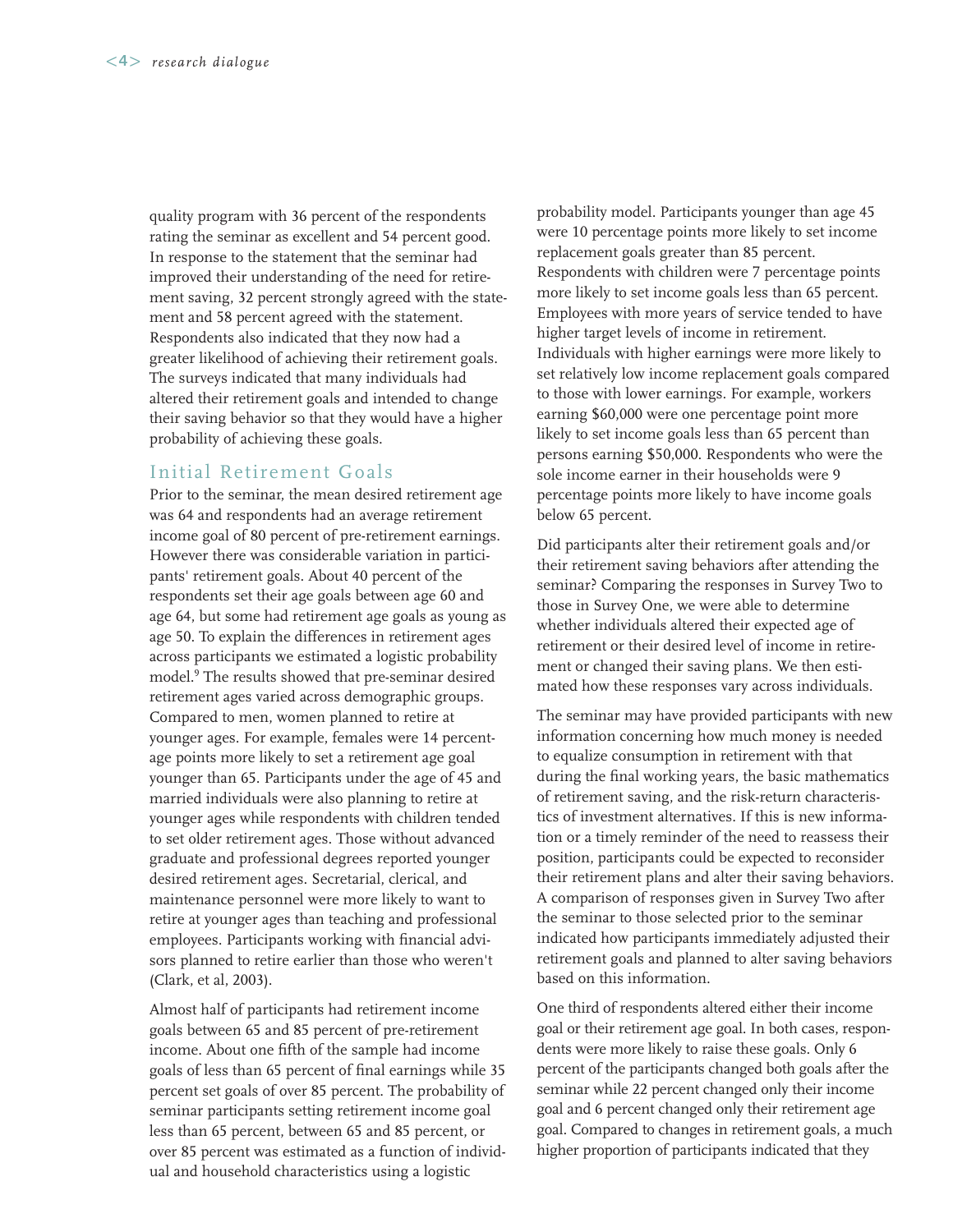quality program with 36 percent of the respondents rating the seminar as excellent and 54 percent good. In response to the statement that the seminar had improved their understanding of the need for retirement saving, 32 percent strongly agreed with the statement and 58 percent agreed with the statement. Respondents also indicated that they now had a greater likelihood of achieving their retirement goals. The surveys indicated that many individuals had altered their retirement goals and intended to change their saving behavior so that they would have a higher probability of achieving these goals.

## Initial Retirement Goals

Prior to the seminar, the mean desired retirement age was 64 and respondents had an average retirement income goal of 80 percent of pre-retirement earnings. However there was considerable variation in participants' retirement goals. About 40 percent of the respondents set their age goals between age 60 and age 64, but some had retirement age goals as young as age 50. To explain the differences in retirement ages across participants we estimated a logistic probability model.[9] The results showed that pre-seminar desired retirement ages varied across demographic groups. Compared to men, women planned to retire at younger ages. For example, females were 14 percentage points more likely to set a retirement age goal younger than 65. Participants under the age of 45 and married individuals were also planning to retire at younger ages while respondents with children tended to set older retirement ages. Those without advanced graduate and professional degrees reported younger desired retirement ages. Secretarial, clerical, and maintenance personnel were more likely to want to retire at younger ages than teaching and professional employees. Participants working with financial advisors planned to retire earlier than those who weren't (Clark, et al, 2003).

Almost half of participants had retirement income goals between 65 and 85 percent of pre-retirement income. About one fifth of the sample had income goals of less than 65 percent of final earnings while 35 percent set goals of over 85 percent. The probability of seminar participants setting retirement income goal less than 65 percent, between 65 and 85 percent, or over 85 percent was estimated as a function of individual and household characteristics using a logistic probability model. Participants younger than age 45 were 10 percentage points more likely to set income replacement goals greater than 85 percent. Respondents with children were 7 percentage points more likely to set income goals less than 65 percent. Employees with more years of service tended to have higher target levels of income in retirement. Individuals with higher earnings were more likely to set relatively low income replacement goals compared to those with lower earnings. For example, workers earning $60,000 were one percentage point more likely to set income goals less than 65 percent than persons earning $50,000. Respondents who were the sole income earner in their households were 9 percentage points more likely to have income goals below 65 percent.

Did participants alter their retirement goals and/or their retirement saving behaviors after attending the seminar? Comparing the responses in Survey Two to those in Survey One, we were able to determine whether individuals altered their expected age of retirement or their desired level of income in retirement or changed their saving plans. We then estimated how these responses vary across individuals.

The seminar may have provided participants with new information concerning how much money is needed to equalize consumption in retirement with that during the final working years, the basic mathematics of retirement saving, and the risk-return characteristics of investment alternatives. If this is new information or a timely reminder of the need to reassess their position, participants could be expected to reconsider their retirement plans and alter their saving behaviors. A comparison of responses given in Survey Two after the seminar to those selected prior to the seminar indicated how participants immediately adjusted their retirement goals and planned to alter saving behaviors based on this information.

One third of respondents altered either their income goal or their retirement age goal. In both cases, respondents were more likely to raise these goals. Only 6 percent of the participants changed both goals after the seminar while 22 percent changed only their income goal and 6 percent changed only their retirement age goal. Compared to changes in retirement goals, a much higher proportion of participants indicated that they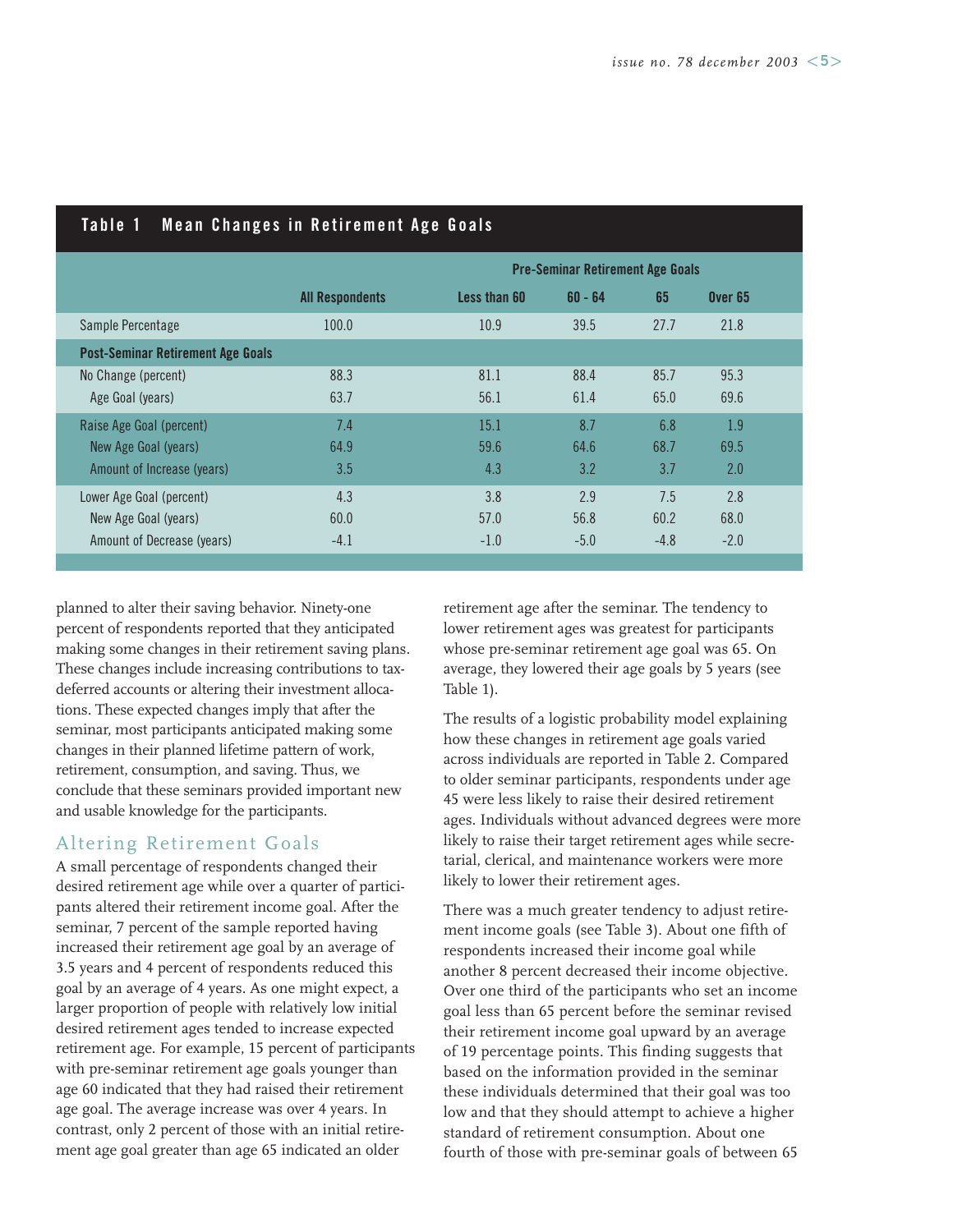**Table 1 Mean Changes in Retirement Age Goals**

| | All Respondents | Pre-Seminar Retirement Age Goals: Less than 60 | 60 - 64 | 65 | Over 65 |
|---|---|---|---|---|---|
| Sample Percentage | 100.0 | 10.9 | 39.5 | 27.7 | 21.8 |
| **Post-Seminar Retirement Age Goals** | | | | | |
| No Change (percent) | 88.3 | 81.1 | 88.4 | 85.7 | 95.3 |
| Age Goal (years) | 63.7 | 56.1 | 61.4 | 65.0 | 69.6 |
| Raise Age Goal (percent) | 7.4 | 15.1 | 8.7 | 6.8 | 1.9 |
| New Age Goal (years) | 64.9 | 59.6 | 64.6 | 68.7 | 69.5 |
| Amount of Increase (years) | 3.5 | 4.3 | 3.2 | 3.7 | 2.0 |
| Lower Age Goal (percent) | 4.3 | 3.8 | 2.9 | 7.5 | 2.8 |
| New Age Goal (years) | 60.0 | 57.0 | 56.8 | 60.2 | 68.0 |
| Amount of Decrease (years) | -4.1 | -1.0 | -5.0 | -4.8 | -2.0 |

planned to alter their saving behavior. Ninety-one percent of respondents reported that they anticipated making some changes in their retirement saving plans. These changes include increasing contributions to tax-deferred accounts or altering their investment allocations. These expected changes imply that after the seminar, most participants anticipated making some changes in their planned lifetime pattern of work, retirement, consumption, and saving. Thus, we conclude that these seminars provided important new and usable knowledge for the participants.

## Altering Retirement Goals

A small percentage of respondents changed their desired retirement age while over a quarter of participants altered their retirement income goal. After the seminar, 7 percent of the sample reported having increased their retirement age goal by an average of 3.5 years and 4 percent of respondents reduced this goal by an average of 4 years. As one might expect, a larger proportion of people with relatively low initial desired retirement ages tended to increase expected retirement age. For example, 15 percent of participants with pre-seminar retirement age goals younger than age 60 indicated that they had raised their retirement age goal. The average increase was over 4 years. In contrast, only 2 percent of those with an initial retirement age goal greater than age 65 indicated an older retirement age after the seminar. The tendency to lower retirement ages was greatest for participants whose pre-seminar retirement age goal was 65. On average, they lowered their age goals by 5 years (see Table 1).

The results of a logistic probability model explaining how these changes in retirement age goals varied across individuals are reported in Table 2. Compared to older seminar participants, respondents under age 45 were less likely to raise their desired retirement ages. Individuals without advanced degrees were more likely to raise their target retirement ages while secretarial, clerical, and maintenance workers were more likely to lower their retirement ages.

There was a much greater tendency to adjust retirement income goals (see Table 3). About one fifth of respondents increased their income goal while another 8 percent decreased their income objective. Over one third of the participants who set an income goal less than 65 percent before the seminar revised their retirement income goal upward by an average of 19 percentage points. This finding suggests that based on the information provided in the seminar these individuals determined that their goal was too low and that they should attempt to achieve a higher standard of retirement consumption. About one fourth of those with pre-seminar goals of between 65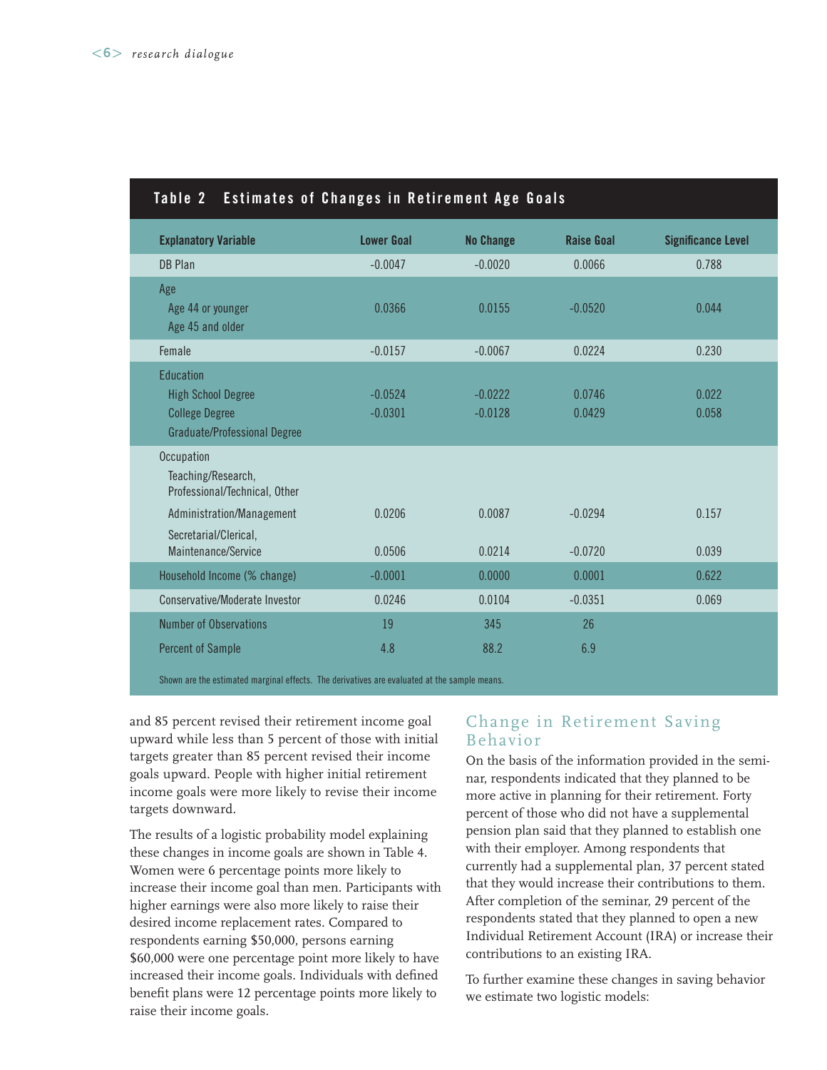**Table 2 Estimates of Changes in Retirement Age Goals**

| Explanatory Variable | Lower Goal | No Change | Raise Goal | Significance Level |
|---|---|---|---|---|
| DB Plan | -0.0047 | -0.0020 | 0.0066 | 0.788 |
| Age | | | | |
| Age 44 or younger | 0.0366 | 0.0155 | -0.0520 | 0.044 |
| Age 45 and older | | | | |
| Female | -0.0157 | -0.0067 | 0.0224 | 0.230 |
| Education | | | | |
| High School Degree | -0.0524 | -0.0222 | 0.0746 | 0.022 |
| College Degree | -0.0301 | -0.0128 | 0.0429 | 0.058 |
| Graduate/Professional Degree | | | | |
| Occupation | | | | |
| Teaching/Research, Professional/Technical, Other | | | | |
| Administration/Management | 0.0206 | 0.0087 | -0.0294 | 0.157 |
| Secretarial/Clerical, Maintenance/Service | 0.0506 | 0.0214 | -0.0720 | 0.039 |
| Household Income (% change) | -0.0001 | 0.0000 | 0.0001 | 0.622 |
| Conservative/Moderate Investor | 0.0246 | 0.0104 | -0.0351 | 0.069 |
| Number of Observations | 19 | 345 | 26 | |
| Percent of Sample | 4.8 | 88.2 | 6.9 | |

Shown are the estimated marginal effects. The derivatives are evaluated at the sample means.

and 85 percent revised their retirement income goal upward while less than 5 percent of those with initial targets greater than 85 percent revised their income goals upward. People with higher initial retirement income goals were more likely to revise their income targets downward.

The results of a logistic probability model explaining these changes in income goals are shown in Table 4. Women were 6 percentage points more likely to increase their income goal than men. Participants with higher earnings were also more likely to raise their desired income replacement rates. Compared to respondents earning $50,000, persons earning $60,000 were one percentage point more likely to have increased their income goals. Individuals with defined benefit plans were 12 percentage points more likely to raise their income goals.

## Change in Retirement Saving Behavior

On the basis of the information provided in the seminar, respondents indicated that they planned to be more active in planning for their retirement. Forty percent of those who did not have a supplemental pension plan said that they planned to establish one with their employer. Among respondents that currently had a supplemental plan, 37 percent stated that they would increase their contributions to them. After completion of the seminar, 29 percent of the respondents stated that they planned to open a new Individual Retirement Account (IRA) or increase their contributions to an existing IRA.

To further examine these changes in saving behavior we estimate two logistic models: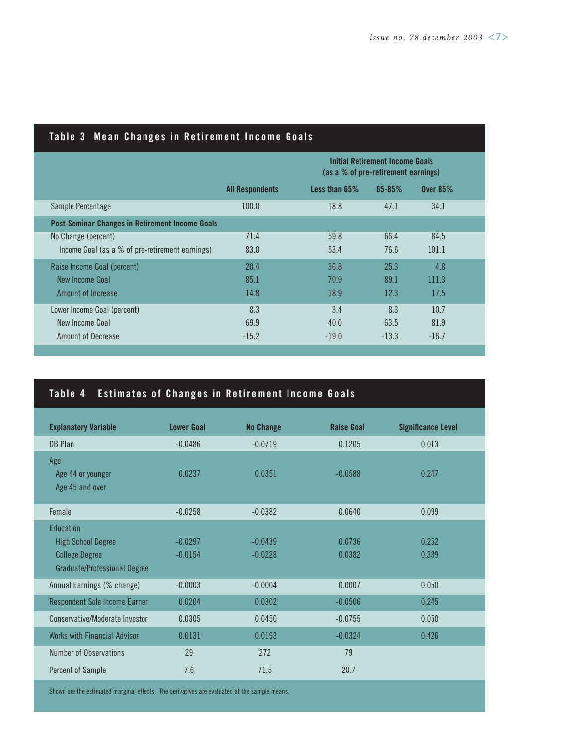## Table 3 Mean Changes in Retirement Income Goals

| | All Respondents | Initial Retirement Income Goals (as a % of pre-retirement earnings) Less than 65% | 65-85% | Over 85% |
|---|---|---|---|---|
| Sample Percentage | 100.0 | 18.8 | 47.1 | 34.1 |
| **Post-Seminar Changes in Retirement Income Goals** | | | | |
| No Change (percent) | 71.4 | 59.8 | 66.4 | 84.5 |
| Income Goal (as a % of pre-retirement earnings) | 83.0 | 53.4 | 76.6 | 101.1 |
| Raise Income Goal (percent) | 20.4 | 36.8 | 25.3 | 4.8 |
| New Income Goal | 85.1 | 70.9 | 89.1 | 111.3 |
| Amount of Increase | 14.8 | 18.9 | 12.3 | 17.5 |
| Lower Income Goal (percent) | 8.3 | 3.4 | 8.3 | 10.7 |
| New Income Goal | 69.9 | 40.0 | 63.5 | 81.9 |
| Amount of Decrease | -15.2 | -19.0 | -13.3 | -16.7 |

## Table 4 Estimates of Changes in Retirement Income Goals

| Explanatory Variable | Lower Goal | No Change | Raise Goal | Significance Level |
|---|---|---|---|---|
| DB Plan | -0.0486 | -0.0719 | 0.1205 | 0.013 |
| Age | | | | |
| Age 44 or younger | 0.0237 | 0.0351 | -0.0588 | 0.247 |
| Age 45 and over | | | | |
| Female | -0.0258 | -0.0382 | 0.0640 | 0.099 |
| Education | | | | |
| High School Degree | -0.0297 | -0.0439 | 0.0736 | 0.252 |
| College Degree | -0.0154 | -0.0228 | 0.0382 | 0.389 |
| Graduate/Professional Degree | | | | |
| Annual Earnings (% change) | -0.0003 | -0.0004 | 0.0007 | 0.050 |
| Respondent Sole Income Earner | 0.0204 | 0.0302 | -0.0506 | 0.245 |
| Conservative/Moderate Investor | 0.0305 | 0.0450 | -0.0755 | 0.050 |
| Works with Financial Advisor | 0.0131 | 0.0193 | -0.0324 | 0.426 |
| Number of Observations | 29 | 272 | 79 | |
| Percent of Sample | 7.6 | 71.5 | 20.7 | |

Shown are the estimated marginal effects. The derivatives are evaluated at the sample means.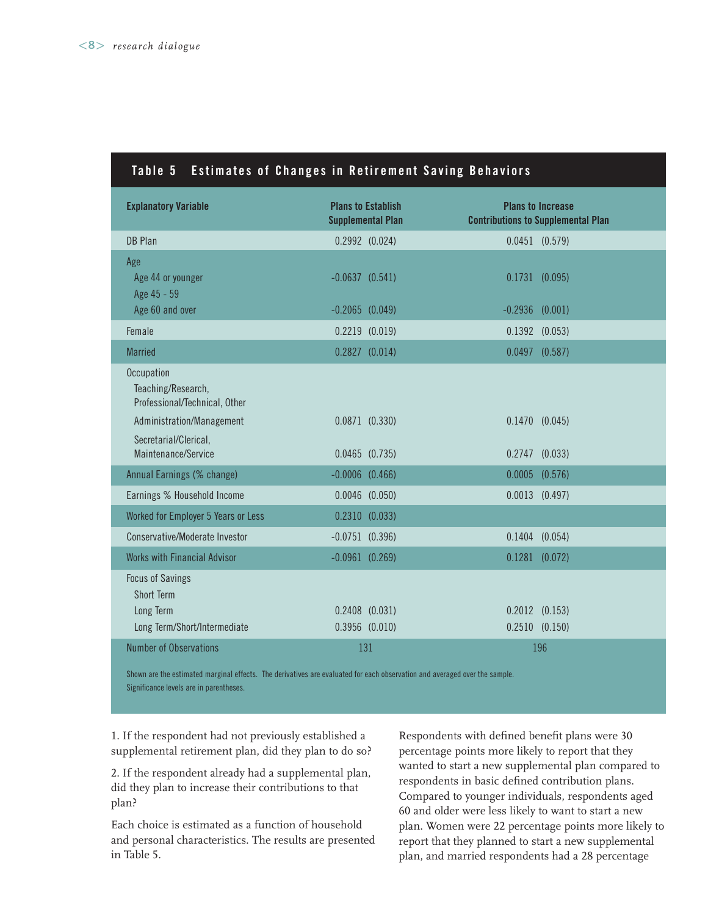**Table 5 Estimates of Changes in Retirement Saving Behaviors**

| Explanatory Variable | Plans to Establish Supplemental Plan | Plans to Increase Contributions to Supplemental Plan |
|---|---|---|
| DB Plan | 0.2992 (0.024) | 0.0451 (0.579) |
| Age | | |
| Age 44 or younger | -0.0637 (0.541) | 0.1731 (0.095) |
| Age 45 - 59 | | |
| Age 60 and over | -0.2065 (0.049) | -0.2936 (0.001) |
| Female | 0.2219 (0.019) | 0.1392 (0.053) |
| Married | 0.2827 (0.014) | 0.0497 (0.587) |
| Occupation | | |
| Teaching/Research, Professional/Technical, Other | | |
| Administration/Management | 0.0871 (0.330) | 0.1470 (0.045) |
| Secretarial/Clerical, Maintenance/Service | 0.0465 (0.735) | 0.2747 (0.033) |
| Annual Earnings (% change) | -0.0006 (0.466) | 0.0005 (0.576) |
| Earnings % Household Income | 0.0046 (0.050) | 0.0013 (0.497) |
| Worked for Employer 5 Years or Less | 0.2310 (0.033) | |
| Conservative/Moderate Investor | -0.0751 (0.396) | 0.1404 (0.054) |
| Works with Financial Advisor | -0.0961 (0.269) | 0.1281 (0.072) |
| Focus of Savings | | |
| Short Term | | |
| Long Term | 0.2408 (0.031) | 0.2012 (0.153) |
| Long Term/Short/Intermediate | 0.3956 (0.010) | 0.2510 (0.150) |
| Number of Observations | 131 | 196 |

Shown are the estimated marginal effects. The derivatives are evaluated for each observation and averaged over the sample. Significance levels are in parentheses.

1. If the respondent had not previously established a supplemental retirement plan, did they plan to do so?

2. If the respondent already had a supplemental plan, did they plan to increase their contributions to that plan?

Each choice is estimated as a function of household and personal characteristics. The results are presented in Table 5.

Respondents with defined benefit plans were 30 percentage points more likely to report that they wanted to start a new supplemental plan compared to respondents in basic defined contribution plans. Compared to younger individuals, respondents aged 60 and older were less likely to want to start a new plan. Women were 22 percentage points more likely to report that they planned to start a new supplemental plan, and married respondents had a 28 percentage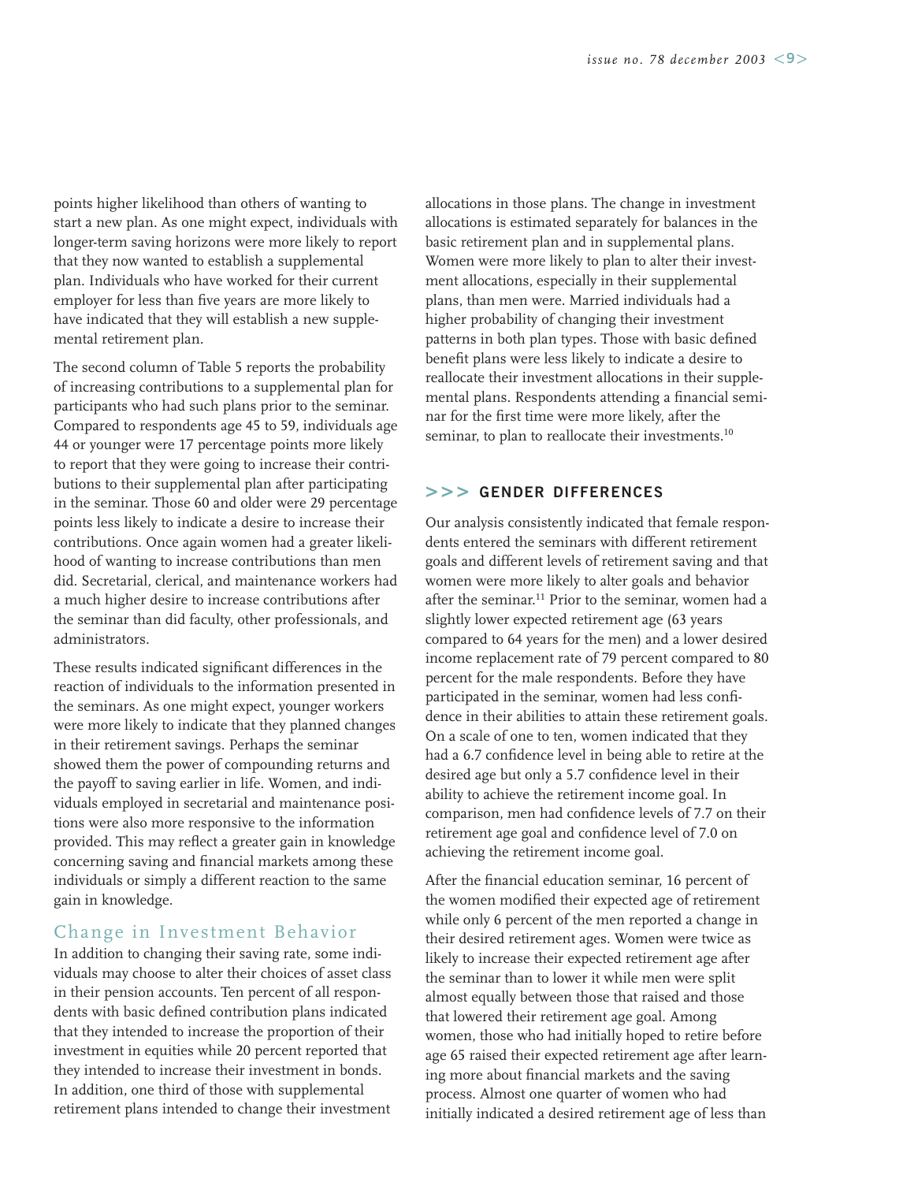points higher likelihood than others of wanting to start a new plan. As one might expect, individuals with longer-term saving horizons were more likely to report that they now wanted to establish a supplemental plan. Individuals who have worked for their current employer for less than five years are more likely to have indicated that they will establish a new supplemental retirement plan.

The second column of Table 5 reports the probability of increasing contributions to a supplemental plan for participants who had such plans prior to the seminar. Compared to respondents age 45 to 59, individuals age 44 or younger were 17 percentage points more likely to report that they were going to increase their contributions to their supplemental plan after participating in the seminar. Those 60 and older were 29 percentage points less likely to indicate a desire to increase their contributions. Once again women had a greater likelihood of wanting to increase contributions than men did. Secretarial, clerical, and maintenance workers had a much higher desire to increase contributions after the seminar than did faculty, other professionals, and administrators.

These results indicated significant differences in the reaction of individuals to the information presented in the seminars. As one might expect, younger workers were more likely to indicate that they planned changes in their retirement savings. Perhaps the seminar showed them the power of compounding returns and the payoff to saving earlier in life. Women, and individuals employed in secretarial and maintenance positions were also more responsive to the information provided. This may reflect a greater gain in knowledge concerning saving and financial markets among these individuals or simply a different reaction to the same gain in knowledge.

## Change in Investment Behavior

In addition to changing their saving rate, some individuals may choose to alter their choices of asset class in their pension accounts. Ten percent of all respondents with basic defined contribution plans indicated that they intended to increase the proportion of their investment in equities while 20 percent reported that they intended to increase their investment in bonds. In addition, one third of those with supplemental retirement plans intended to change their investment allocations in those plans. The change in investment allocations is estimated separately for balances in the basic retirement plan and in supplemental plans. Women were more likely to plan to alter their investment allocations, especially in their supplemental plans, than men were. Married individuals had a higher probability of changing their investment patterns in both plan types. Those with basic defined benefit plans were less likely to indicate a desire to reallocate their investment allocations in their supplemental plans. Respondents attending a financial seminar for the first time were more likely, after the seminar, to plan to reallocate their investments.[10]

## >>> GENDER DIFFERENCES

Our analysis consistently indicated that female respondents entered the seminars with different retirement goals and different levels of retirement saving and that women were more likely to alter goals and behavior after the seminar.[11] Prior to the seminar, women had a slightly lower expected retirement age (63 years compared to 64 years for the men) and a lower desired income replacement rate of 79 percent compared to 80 percent for the male respondents. Before they have participated in the seminar, women had less confidence in their abilities to attain these retirement goals. On a scale of one to ten, women indicated that they had a 6.7 confidence level in being able to retire at the desired age but only a 5.7 confidence level in their ability to achieve the retirement income goal. In comparison, men had confidence levels of 7.7 on their retirement age goal and confidence level of 7.0 on achieving the retirement income goal.

After the financial education seminar, 16 percent of the women modified their expected age of retirement while only 6 percent of the men reported a change in their desired retirement ages. Women were twice as likely to increase their expected retirement age after the seminar than to lower it while men were split almost equally between those that raised and those that lowered their retirement age goal. Among women, those who had initially hoped to retire before age 65 raised their expected retirement age after learning more about financial markets and the saving process. Almost one quarter of women who had initially indicated a desired retirement age of less than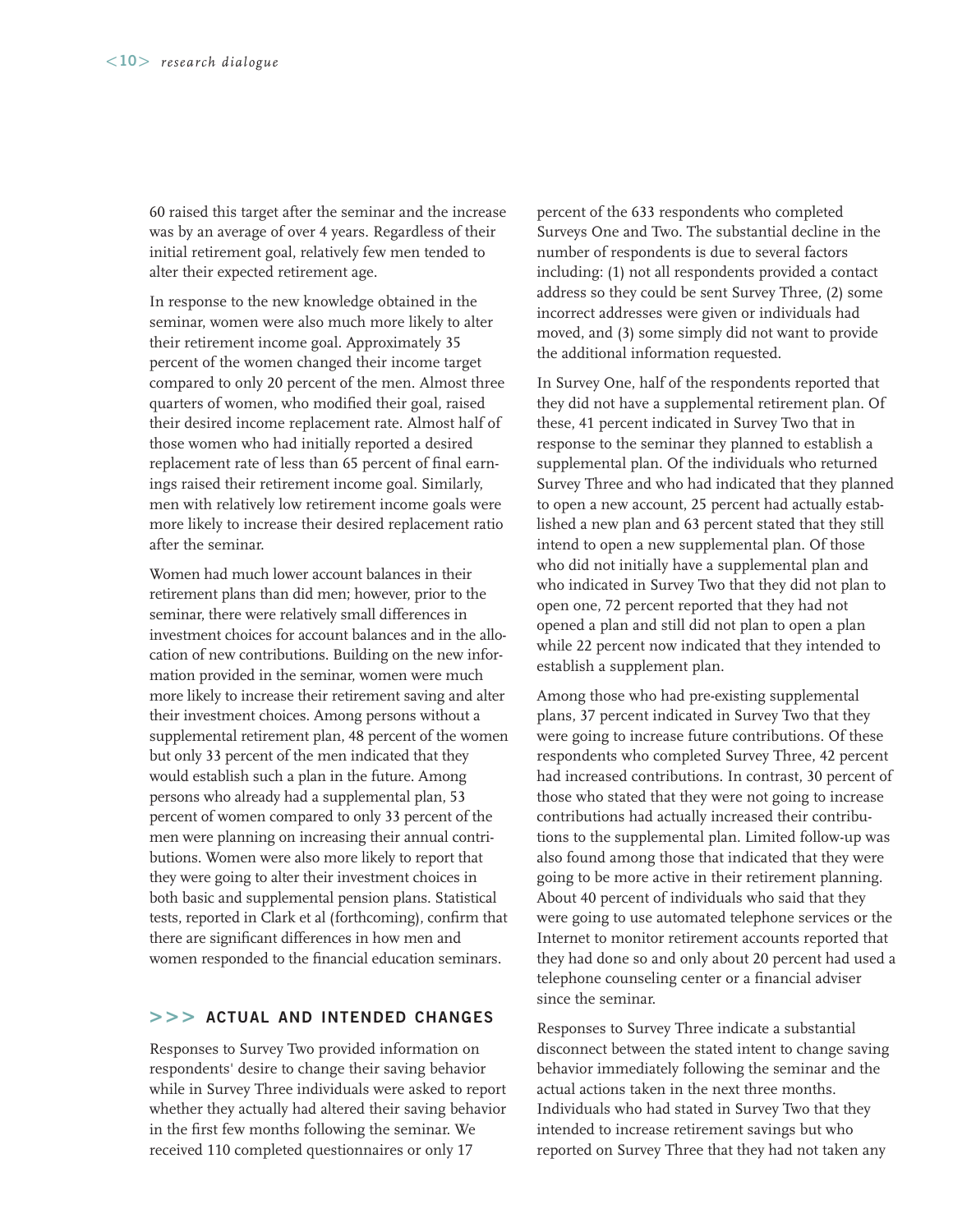60 raised this target after the seminar and the increase was by an average of over 4 years. Regardless of their initial retirement goal, relatively few men tended to alter their expected retirement age.

In response to the new knowledge obtained in the seminar, women were also much more likely to alter their retirement income goal. Approximately 35 percent of the women changed their income target compared to only 20 percent of the men. Almost three quarters of women, who modified their goal, raised their desired income replacement rate. Almost half of those women who had initially reported a desired replacement rate of less than 65 percent of final earnings raised their retirement income goal. Similarly, men with relatively low retirement income goals were more likely to increase their desired replacement ratio after the seminar.

Women had much lower account balances in their retirement plans than did men; however, prior to the seminar, there were relatively small differences in investment choices for account balances and in the allocation of new contributions. Building on the new information provided in the seminar, women were much more likely to increase their retirement saving and alter their investment choices. Among persons without a supplemental retirement plan, 48 percent of the women but only 33 percent of the men indicated that they would establish such a plan in the future. Among persons who already had a supplemental plan, 53 percent of women compared to only 33 percent of the men were planning on increasing their annual contributions. Women were also more likely to report that they were going to alter their investment choices in both basic and supplemental pension plans. Statistical tests, reported in Clark et al (forthcoming), confirm that there are significant differences in how men and women responded to the financial education seminars.

## >>> ACTUAL AND INTENDED CHANGES

Responses to Survey Two provided information on respondents' desire to change their saving behavior while in Survey Three individuals were asked to report whether they actually had altered their saving behavior in the first few months following the seminar. We received 110 completed questionnaires or only 17 percent of the 633 respondents who completed Surveys One and Two. The substantial decline in the number of respondents is due to several factors including: (1) not all respondents provided a contact address so they could be sent Survey Three, (2) some incorrect addresses were given or individuals had moved, and (3) some simply did not want to provide the additional information requested.

In Survey One, half of the respondents reported that they did not have a supplemental retirement plan. Of these, 41 percent indicated in Survey Two that in response to the seminar they planned to establish a supplemental plan. Of the individuals who returned Survey Three and who had indicated that they planned to open a new account, 25 percent had actually established a new plan and 63 percent stated that they still intend to open a new supplemental plan. Of those who did not initially have a supplemental plan and who indicated in Survey Two that they did not plan to open one, 72 percent reported that they had not opened a plan and still did not plan to open a plan while 22 percent now indicated that they intended to establish a supplement plan.

Among those who had pre-existing supplemental plans, 37 percent indicated in Survey Two that they were going to increase future contributions. Of these respondents who completed Survey Three, 42 percent had increased contributions. In contrast, 30 percent of those who stated that they were not going to increase contributions had actually increased their contributions to the supplemental plan. Limited follow-up was also found among those that indicated that they were going to be more active in their retirement planning. About 40 percent of individuals who said that they were going to use automated telephone services or the Internet to monitor retirement accounts reported that they had done so and only about 20 percent had used a telephone counseling center or a financial adviser since the seminar.

Responses to Survey Three indicate a substantial disconnect between the stated intent to change saving behavior immediately following the seminar and the actual actions taken in the next three months. Individuals who had stated in Survey Two that they intended to increase retirement savings but who reported on Survey Three that they had not taken any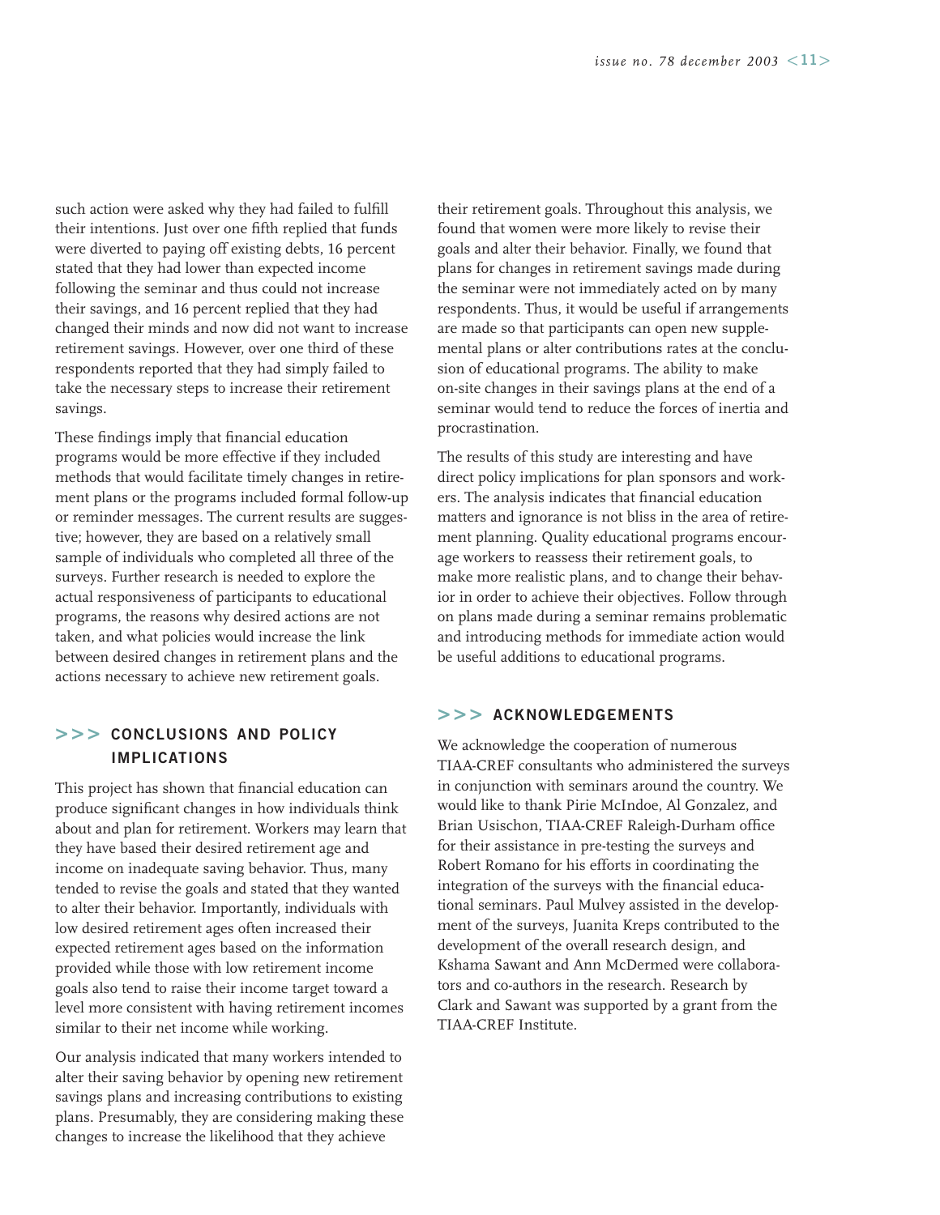such action were asked why they had failed to fulfill their intentions. Just over one fifth replied that funds were diverted to paying off existing debts, 16 percent stated that they had lower than expected income following the seminar and thus could not increase their savings, and 16 percent replied that they had changed their minds and now did not want to increase retirement savings. However, over one third of these respondents reported that they had simply failed to take the necessary steps to increase their retirement savings.

These findings imply that financial education programs would be more effective if they included methods that would facilitate timely changes in retirement plans or the programs included formal follow-up or reminder messages. The current results are suggestive; however, they are based on a relatively small sample of individuals who completed all three of the surveys. Further research is needed to explore the actual responsiveness of participants to educational programs, the reasons why desired actions are not taken, and what policies would increase the link between desired changes in retirement plans and the actions necessary to achieve new retirement goals.

## >>> CONCLUSIONS AND POLICY IMPLICATIONS

This project has shown that financial education can produce significant changes in how individuals think about and plan for retirement. Workers may learn that they have based their desired retirement age and income on inadequate saving behavior. Thus, many tended to revise the goals and stated that they wanted to alter their behavior. Importantly, individuals with low desired retirement ages often increased their expected retirement ages based on the information provided while those with low retirement income goals also tend to raise their income target toward a level more consistent with having retirement incomes similar to their net income while working.

Our analysis indicated that many workers intended to alter their saving behavior by opening new retirement savings plans and increasing contributions to existing plans. Presumably, they are considering making these changes to increase the likelihood that they achieve their retirement goals. Throughout this analysis, we found that women were more likely to revise their goals and alter their behavior. Finally, we found that plans for changes in retirement savings made during the seminar were not immediately acted on by many respondents. Thus, it would be useful if arrangements are made so that participants can open new supplemental plans or alter contributions rates at the conclusion of educational programs. The ability to make on-site changes in their savings plans at the end of a seminar would tend to reduce the forces of inertia and procrastination.

The results of this study are interesting and have direct policy implications for plan sponsors and workers. The analysis indicates that financial education matters and ignorance is not bliss in the area of retirement planning. Quality educational programs encourage workers to reassess their retirement goals, to make more realistic plans, and to change their behavior in order to achieve their objectives. Follow through on plans made during a seminar remains problematic and introducing methods for immediate action would be useful additions to educational programs.

## >>> ACKNOWLEDGEMENTS

We acknowledge the cooperation of numerous TIAA-CREF consultants who administered the surveys in conjunction with seminars around the country. We would like to thank Pirie McIndoe, Al Gonzalez, and Brian Usischon, TIAA-CREF Raleigh-Durham office for their assistance in pre-testing the surveys and Robert Romano for his efforts in coordinating the integration of the surveys with the financial educational seminars. Paul Mulvey assisted in the development of the surveys, Juanita Kreps contributed to the development of the overall research design, and Kshama Sawant and Ann McDermed were collaborators and co-authors in the research. Research by Clark and Sawant was supported by a grant from the TIAA-CREF Institute.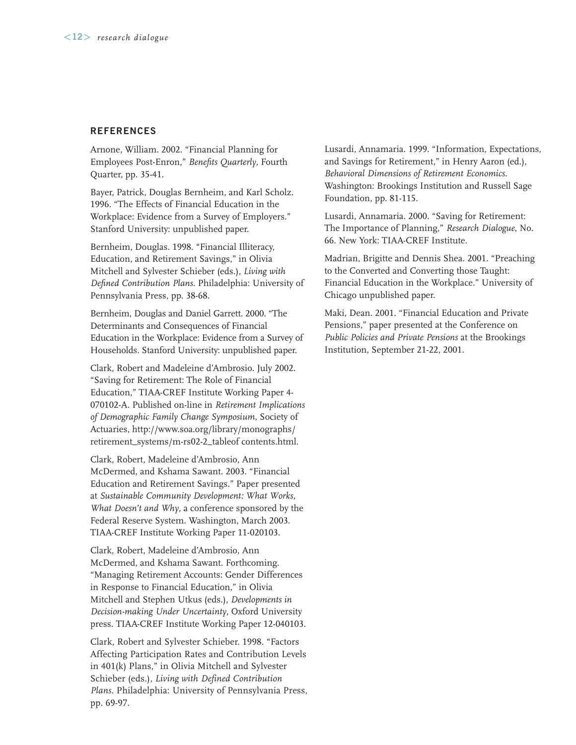## REFERENCES

Arnone, William. 2002. "Financial Planning for Employees Post-Enron," *Benefits Quarterly*, Fourth Quarter, pp. 35-41.

Bayer, Patrick, Douglas Bernheim, and Karl Scholz. 1996. "The Effects of Financial Education in the Workplace: Evidence from a Survey of Employers." Stanford University: unpublished paper.

Bernheim, Douglas. 1998. "Financial Illiteracy, Education, and Retirement Savings," in Olivia Mitchell and Sylvester Schieber (eds.), *Living with Defined Contribution Plans*. Philadelphia: University of Pennsylvania Press, pp. 38-68.

Bernheim, Douglas and Daniel Garrett. 2000. "The Determinants and Consequences of Financial Education in the Workplace: Evidence from a Survey of Households. Stanford University: unpublished paper.

Clark, Robert and Madeleine d'Ambrosio. July 2002. "Saving for Retirement: The Role of Financial Education," TIAA-CREF Institute Working Paper 4-070102-A. Published on-line in *Retirement Implications of Demographic Family Change Symposium*, Society of Actuaries, http://www.soa.org/library/monographs/retirement_systems/m-rs02-2_tableof contents.html.

Clark, Robert, Madeleine d'Ambrosio, Ann McDermed, and Kshama Sawant. 2003. "Financial Education and Retirement Savings." Paper presented at *Sustainable Community Development: What Works, What Doesn't and Why*, a conference sponsored by the Federal Reserve System. Washington, March 2003. TIAA-CREF Institute Working Paper 11-020103.

Clark, Robert, Madeleine d'Ambrosio, Ann McDermed, and Kshama Sawant. Forthcoming. "Managing Retirement Accounts: Gender Differences in Response to Financial Education," in Olivia Mitchell and Stephen Utkus (eds.), *Developments in Decision-making Under Uncertainty*, Oxford University press. TIAA-CREF Institute Working Paper 12-040103.

Clark, Robert and Sylvester Schieber. 1998. "Factors Affecting Participation Rates and Contribution Levels in 401(k) Plans," in Olivia Mitchell and Sylvester Schieber (eds.), *Living with Defined Contribution Plans*. Philadelphia: University of Pennsylvania Press, pp. 69-97.

Lusardi, Annamaria. 1999. "Information, Expectations, and Savings for Retirement," in Henry Aaron (ed.), *Behavioral Dimensions of Retirement Economics*. Washington: Brookings Institution and Russell Sage Foundation, pp. 81-115.

Lusardi, Annamaria. 2000. "Saving for Retirement: The Importance of Planning," *Research Dialogue*, No. 66. New York: TIAA-CREF Institute.

Madrian, Brigitte and Dennis Shea. 2001. "Preaching to the Converted and Converting those Taught: Financial Education in the Workplace." University of Chicago unpublished paper.

Maki, Dean. 2001. "Financial Education and Private Pensions," paper presented at the Conference on *Public Policies and Private Pensions* at the Brookings Institution, September 21-22, 2001.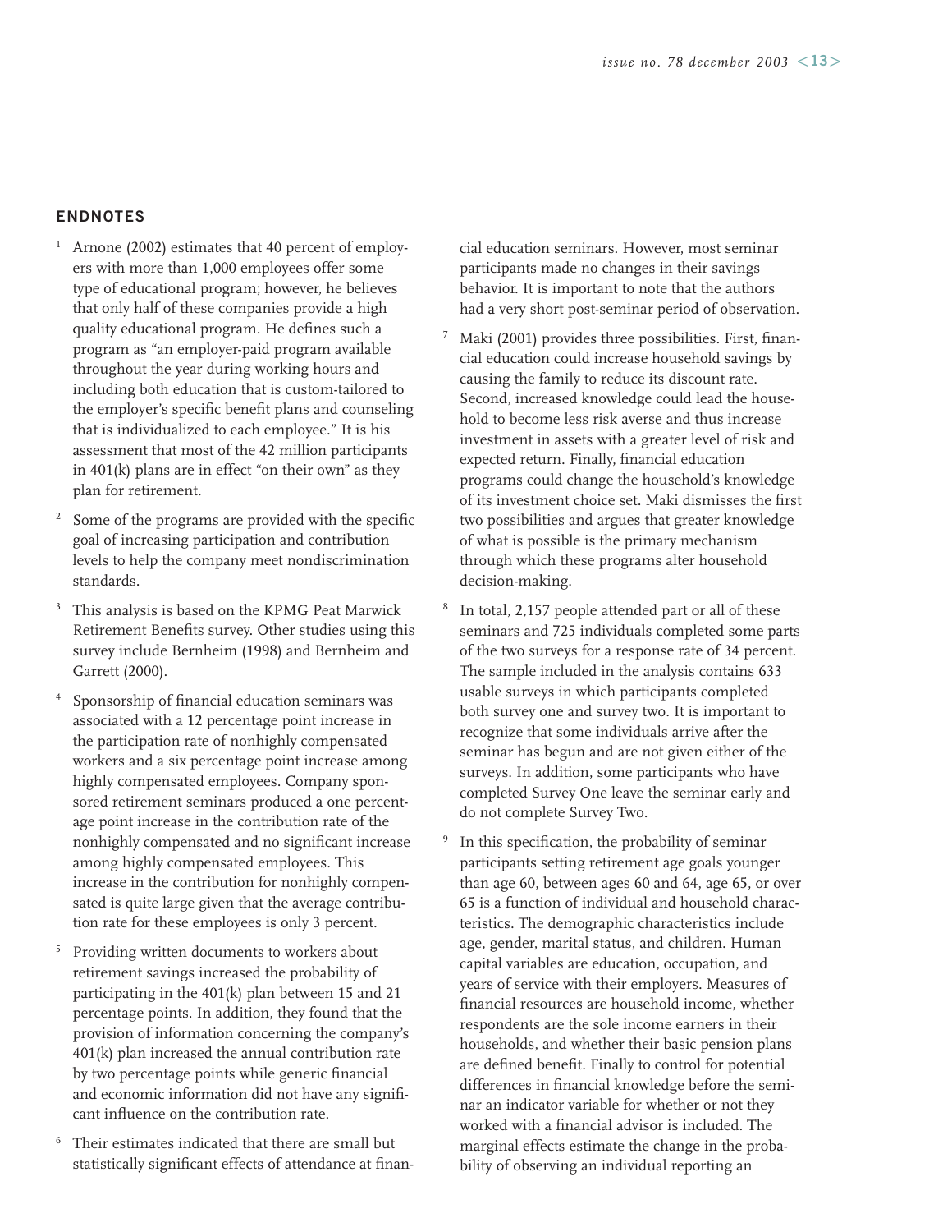## ENDNOTES

[1] Arnone (2002) estimates that 40 percent of employers with more than 1,000 employees offer some type of educational program; however, he believes that only half of these companies provide a high quality educational program. He defines such a program as "an employer-paid program available throughout the year during working hours and including both education that is custom-tailored to the employer's specific benefit plans and counseling that is individualized to each employee." It is his assessment that most of the 42 million participants in 401(k) plans are in effect "on their own" as they plan for retirement.

[2] Some of the programs are provided with the specific goal of increasing participation and contribution levels to help the company meet nondiscrimination standards.

[3] This analysis is based on the KPMG Peat Marwick Retirement Benefits survey. Other studies using this survey include Bernheim (1998) and Bernheim and Garrett (2000).

[4] Sponsorship of financial education seminars was associated with a 12 percentage point increase in the participation rate of nonhighly compensated workers and a six percentage point increase among highly compensated employees. Company sponsored retirement seminars produced a one percentage point increase in the contribution rate of the nonhighly compensated and no significant increase among highly compensated employees. This increase in the contribution for nonhighly compensated is quite large given that the average contribution rate for these employees is only 3 percent.

[5] Providing written documents to workers about retirement savings increased the probability of participating in the 401(k) plan between 15 and 21 percentage points. In addition, they found that the provision of information concerning the company's 401(k) plan increased the annual contribution rate by two percentage points while generic financial and economic information did not have any significant influence on the contribution rate.

[6] Their estimates indicated that there are small but statistically significant effects of attendance at financial education seminars. However, most seminar participants made no changes in their savings behavior. It is important to note that the authors had a very short post-seminar period of observation.

[7] Maki (2001) provides three possibilities. First, financial education could increase household savings by causing the family to reduce its discount rate. Second, increased knowledge could lead the household to become less risk averse and thus increase investment in assets with a greater level of risk and expected return. Finally, financial education programs could change the household's knowledge of its investment choice set. Maki dismisses the first two possibilities and argues that greater knowledge of what is possible is the primary mechanism through which these programs alter household decision-making.

[8] In total, 2,157 people attended part or all of these seminars and 725 individuals completed some parts of the two surveys for a response rate of 34 percent. The sample included in the analysis contains 633 usable surveys in which participants completed both survey one and survey two. It is important to recognize that some individuals arrive after the seminar has begun and are not given either of the surveys. In addition, some participants who have completed Survey One leave the seminar early and do not complete Survey Two.

[9] In this specification, the probability of seminar participants setting retirement age goals younger than age 60, between ages 60 and 64, age 65, or over 65 is a function of individual and household characteristics. The demographic characteristics include age, gender, marital status, and children. Human capital variables are education, occupation, and years of service with their employers. Measures of financial resources are household income, whether respondents are the sole income earners in their households, and whether their basic pension plans are defined benefit. Finally to control for potential differences in financial knowledge before the seminar an indicator variable for whether or not they worked with a financial advisor is included. The marginal effects estimate the change in the probability of observing an individual reporting an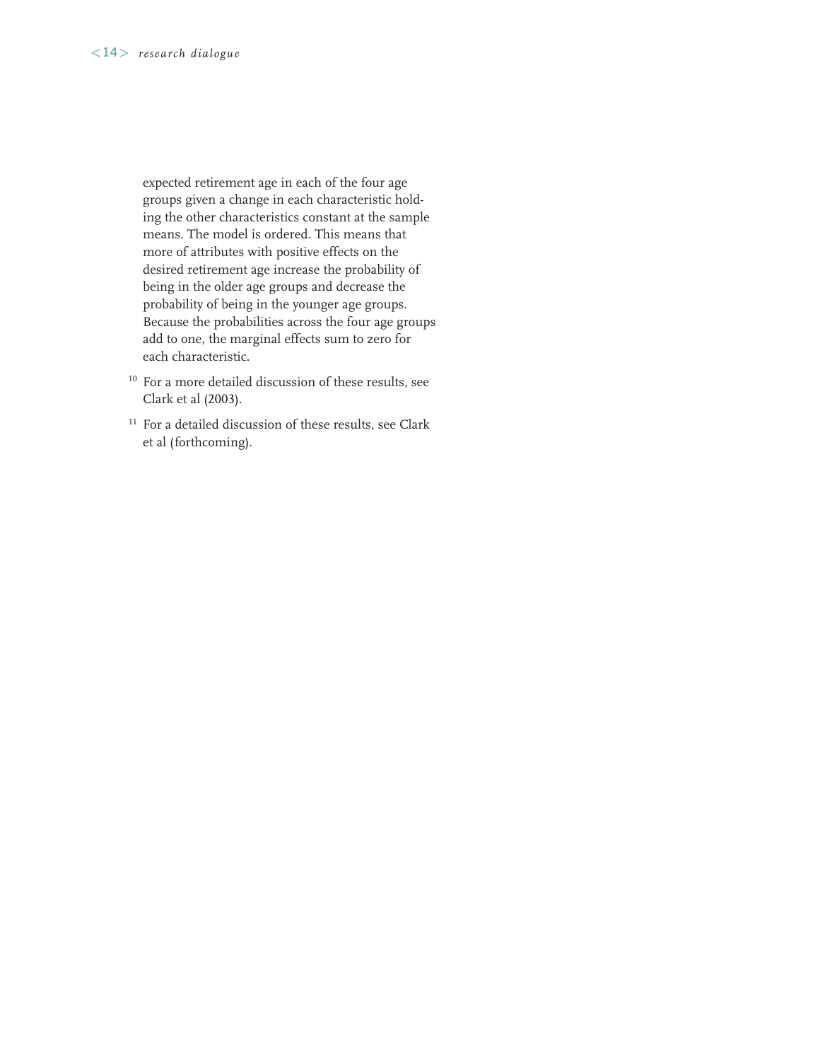expected retirement age in each of the four age groups given a change in each characteristic holding the other characteristics constant at the sample means. The model is ordered. This means that more of attributes with positive effects on the desired retirement age increase the probability of being in the older age groups and decrease the probability of being in the younger age groups. Because the probabilities across the four age groups add to one, the marginal effects sum to zero for each characteristic.

[10] For a more detailed discussion of these results, see Clark et al (2003).

[11] For a detailed discussion of these results, see Clark et al (forthcoming).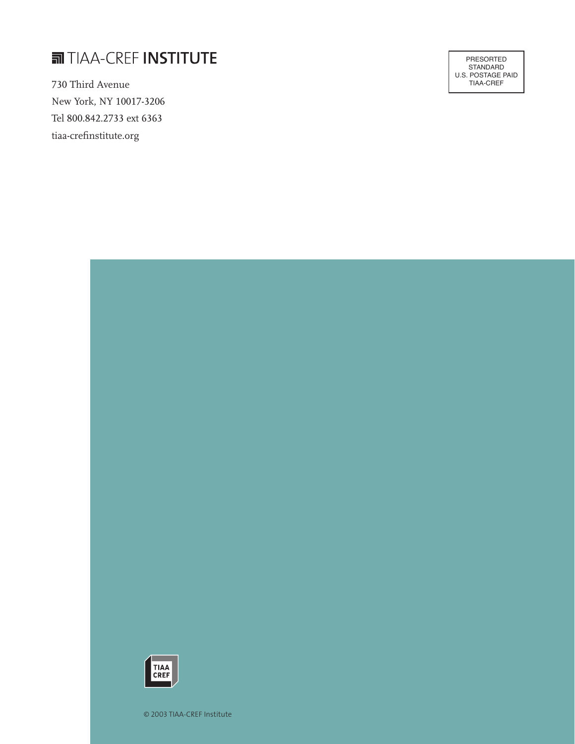TIAA-CREF **INSTITUTE**

730 Third Avenue
New York, NY 10017-3206
Tel 800.842.2733 ext 6363
tiaa-crefinstitute.org

PRESORTED
STANDARD
U.S. POSTAGE PAID
TIAA-CREF

TIAA
CREF

© 2003 TIAA-CREF Institute